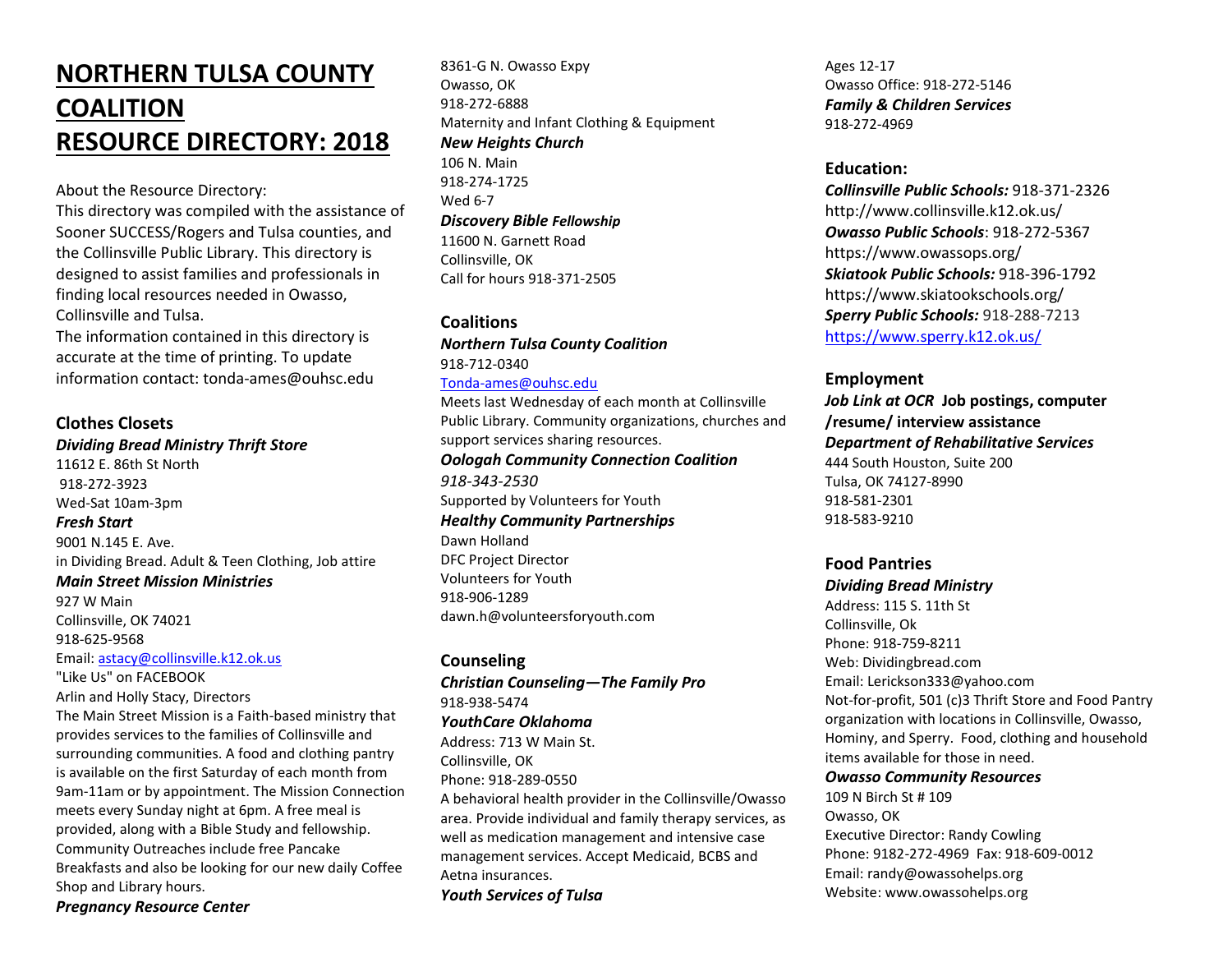# NORTHERN TULSA COUNTY COALITION RESOURCE DIRECTORY: 2018

About the Resource Directory:

This directory was compiled with the assistance of Sooner SUCCESS/Rogers and Tulsa counties, and the Collinsville Public Library. This directory is designed to assist families and professionals in finding local resources needed in Owasso, Collinsville and Tulsa.

The information contained in this directory is accurate at the time of printing. To update information contact: tonda-ames@ouhsc.edu

## Clothes Closets

***Dividing Bread Ministry Thrift Store***

11612 E. 86th St North
918-272-3923
Wed-Sat 10am-3pm

***Fresh Start***

9001 N.145 E. Ave.
in Dividing Bread. Adult & Teen Clothing, Job attire

***Main Street Mission Ministries***

927 W Main
Collinsville, OK 74021
918-625-9568
Email: astacy@collinsville.k12.ok.us
"Like Us" on FACEBOOK
Arlin and Holly Stacy, Directors

The Main Street Mission is a Faith-based ministry that provides services to the families of Collinsville and surrounding communities. A food and clothing pantry is available on the first Saturday of each month from 9am-11am or by appointment. The Mission Connection meets every Sunday night at 6pm. A free meal is provided, along with a Bible Study and fellowship. Community Outreaches include free Pancake Breakfasts and also be looking for our new daily Coffee Shop and Library hours.

***Pregnancy Resource Center***

8361-G N. Owasso Expy
Owasso, OK
918-272-6888
Maternity and Infant Clothing & Equipment

***New Heights Church***

106 N. Main
918-274-1725
Wed 6-7

***Discovery Bible Fellowship***

11600 N. Garnett Road
Collinsville, OK
Call for hours 918-371-2505

## Coalitions

***Northern Tulsa County Coalition***

918-712-0340
Tonda-ames@ouhsc.edu
Meets last Wednesday of each month at Collinsville Public Library. Community organizations, churches and support services sharing resources.

***Oologah Community Connection Coalition***

*918-343-2530*
Supported by Volunteers for Youth

***Healthy Community Partnerships***

Dawn Holland
DFC Project Director
Volunteers for Youth
918-906-1289
dawn.h@volunteersforyouth.com

## Counseling

***Christian Counseling—The Family Pro***

918-938-5474

***YouthCare Oklahoma***

Address: 713 W Main St.
Collinsville, OK
Phone: 918-289-0550
A behavioral health provider in the Collinsville/Owasso area. Provide individual and family therapy services, as well as medication management and intensive case management services. Accept Medicaid, BCBS and Aetna insurances.

***Youth Services of Tulsa***

Ages 12-17
Owasso Office: 918-272-5146

***Family & Children Services***

918-272-4969

## Education:

***Collinsville Public Schools:*** 918-371-2326
http://www.collinsville.k12.ok.us/

***Owasso Public Schools***: 918-272-5367
https://www.owassops.org/

***Skiatook Public Schools:*** 918-396-1792
https://www.skiatookschools.org/

***Sperry Public Schools:*** 918-288-7213
https://www.sperry.k12.ok.us/

## Employment

***Job Link at OCR*** **Job postings, computer /resume/ interview assistance**

***Department of Rehabilitative Services***

444 South Houston, Suite 200
Tulsa, OK 74127-8990
918-581-2301
918-583-9210

## Food Pantries

***Dividing Bread Ministry***

Address: 115 S. 11th St
Collinsville, Ok
Phone: 918-759-8211
Web: Dividingbread.com
Email: Lerickson333@yahoo.com
Not-for-profit, 501 (c)3 Thrift Store and Food Pantry organization with locations in Collinsville, Owasso, Hominy, and Sperry. Food, clothing and household items available for those in need.

***Owasso Community Resources***

109 N Birch St # 109
Owasso, OK
Executive Director: Randy Cowling
Phone: 9182-272-4969 Fax: 918-609-0012
Email: randy@owassohelps.org
Website: www.owassohelps.org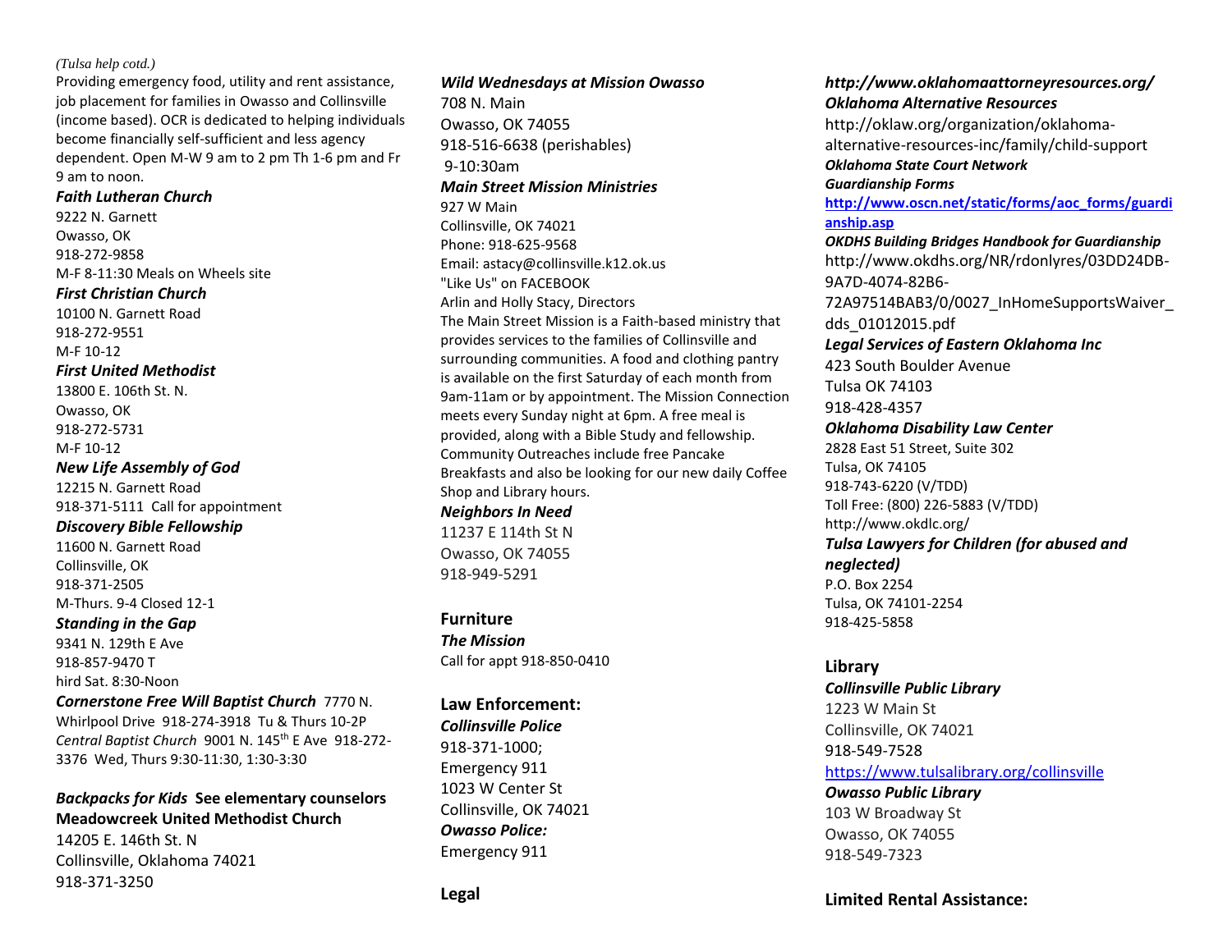*(Tulsa help cotd.)*

Providing emergency food, utility and rent assistance, job placement for families in Owasso and Collinsville (income based). OCR is dedicated to helping individuals become financially self-sufficient and less agency dependent. Open M-W 9 am to 2 pm Th 1-6 pm and Fr 9 am to noon.

***Faith Lutheran Church***
9222 N. Garnett
Owasso, OK
918-272-9858
M-F 8-11:30 Meals on Wheels site

***First Christian Church***
10100 N. Garnett Road
918-272-9551
M-F 10-12

***First United Methodist***
13800 E. 106th St. N.
Owasso, OK
918-272-5731
M-F 10-12

***New Life Assembly of God***
12215 N. Garnett Road
918-371-5111 Call for appointment

***Discovery Bible Fellowship***
11600 N. Garnett Road
Collinsville, OK
918-371-2505
M-Thurs. 9-4 Closed 12-1

***Standing in the Gap***
9341 N. 129th E Ave
918-857-9470 T
hird Sat. 8:30-Noon

***Cornerstone Free Will Baptist Church*** 7770 N. Whirlpool Drive 918-274-3918 Tu & Thurs 10-2P
*Central Baptist Church* 9001 N. 145th E Ave 918-272-3376 Wed, Thurs 9:30-11:30, 1:30-3:30

***Backpacks for Kids*** **See elementary counselors**
**Meadowcreek United Methodist Church**
14205 E. 146th St. N
Collinsville, Oklahoma 74021
918-371-3250

***Wild Wednesdays at Mission Owasso***
708 N. Main
Owasso, OK 74055
918-516-6638 (perishables)
9-10:30am

***Main Street Mission Ministries***
927 W Main
Collinsville, OK 74021
Phone: 918-625-9568
Email: astacy@collinsville.k12.ok.us
"Like Us" on FACEBOOK
Arlin and Holly Stacy, Directors
The Main Street Mission is a Faith-based ministry that provides services to the families of Collinsville and surrounding communities. A food and clothing pantry is available on the first Saturday of each month from 9am-11am or by appointment. The Mission Connection meets every Sunday night at 6pm. A free meal is provided, along with a Bible Study and fellowship. Community Outreaches include free Pancake Breakfasts and also be looking for our new daily Coffee Shop and Library hours.

***Neighbors In Need***
11237 E 114th St N
Owasso, OK 74055
918-949-5291

## Furniture

***The Mission***
Call for appt 918-850-0410

## Law Enforcement:

***Collinsville Police***
918-371-1000;
Emergency 911
1023 W Center St
Collinsville, OK 74021

***Owasso Police:***
Emergency 911

## Legal

***http://www.oklahomaattorneyresources.org/***

***Oklahoma Alternative Resources***
http://oklaw.org/organization/oklahoma-alternative-resources-inc/family/child-support

***Oklahoma State Court Network***
***Guardianship Forms***
**http://www.oscn.net/static/forms/aoc_forms/guardianship.asp**

***OKDHS Building Bridges Handbook for Guardianship***
http://www.okdhs.org/NR/rdonlyres/03DD24DB-9A7D-4074-82B6-72A97514BAB3/0/0027_InHomeSupportsWaiver_dds_01012015.pdf

***Legal Services of Eastern Oklahoma Inc***
423 South Boulder Avenue
Tulsa OK 74103
918-428-4357

***Oklahoma Disability Law Center***
2828 East 51 Street, Suite 302
Tulsa, OK 74105
918-743-6220 (V/TDD)
Toll Free: (800) 226-5883 (V/TDD)
http://www.okdlc.org/

***Tulsa Lawyers for Children (for abused and neglected)***
P.O. Box 2254
Tulsa, OK 74101-2254
918-425-5858

## Library

***Collinsville Public Library***
1223 W Main St
Collinsville, OK 74021
918-549-7528
https://www.tulsalibrary.org/collinsville

***Owasso Public Library***
103 W Broadway St
Owasso, OK 74055
918-549-7323

## Limited Rental Assistance: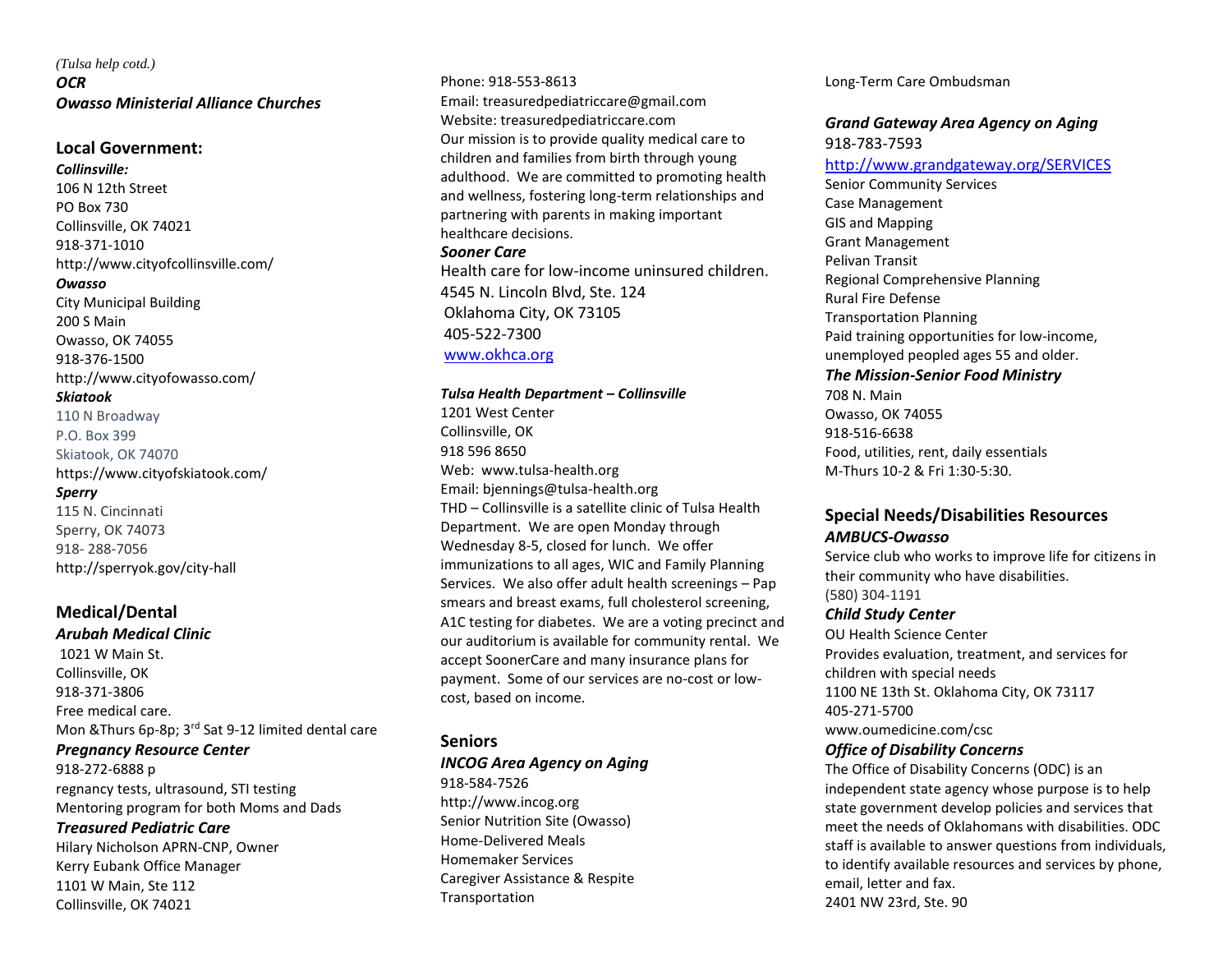*(Tulsa help cotd.)*

***OCR***

***Owasso Ministerial Alliance Churches***

## Local Government:

***Collinsville:***

106 N 12th Street
PO Box 730
Collinsville, OK 74021
918-371-1010
http://www.cityofcollinsville.com/

***Owasso***

City Municipal Building
200 S Main
Owasso, OK 74055
918-376-1500
http://www.cityofowasso.com/

***Skiatook***

110 N Broadway
P.O. Box 399
Skiatook, OK 74070
https://www.cityofskiatook.com/

***Sperry***

115 N. Cincinnati
Sperry, OK 74073
918- 288-7056
http://sperryok.gov/city-hall

## Medical/Dental

***Arubah Medical Clinic***

1021 W Main St.
Collinsville, OK
918-371-3806
Free medical care.
Mon &Thurs 6p-8p; 3rd Sat 9-12 limited dental care

***Pregnancy Resource Center***

918-272-6888 p
regnancy tests, ultrasound, STI testing
Mentoring program for both Moms and Dads

***Treasured Pediatric Care***

Hilary Nicholson APRN-CNP, Owner
Kerry Eubank Office Manager
1101 W Main, Ste 112
Collinsville, OK 74021
Phone: 918-553-8613
Email: treasuredpediatriccare@gmail.com
Website: treasuredpediatriccare.com
Our mission is to provide quality medical care to children and families from birth through young adulthood. We are committed to promoting health and wellness, fostering long-term relationships and partnering with parents in making important healthcare decisions.

***Sooner Care***

Health care for low-income uninsured children.
4545 N. Lincoln Blvd, Ste. 124
Oklahoma City, OK 73105
405-522-7300
www.okhca.org

***Tulsa Health Department – Collinsville***

1201 West Center
Collinsville, OK
918 596 8650
Web: www.tulsa-health.org
Email: bjennings@tulsa-health.org
THD – Collinsville is a satellite clinic of Tulsa Health Department. We are open Monday through Wednesday 8-5, closed for lunch. We offer immunizations to all ages, WIC and Family Planning Services. We also offer adult health screenings – Pap smears and breast exams, full cholesterol screening, A1C testing for diabetes. We are a voting precinct and our auditorium is available for community rental. We accept SoonerCare and many insurance plans for payment. Some of our services are no-cost or low-cost, based on income.

## Seniors

***INCOG Area Agency on Aging***

918-584-7526
http://www.incog.org
Senior Nutrition Site (Owasso)
Home-Delivered Meals
Homemaker Services
Caregiver Assistance & Respite
Transportation
Long-Term Care Ombudsman

***Grand Gateway Area Agency on Aging***

918-783-7593
http://www.grandgateway.org/SERVICES
Senior Community Services
Case Management
GIS and Mapping
Grant Management
Pelivan Transit
Regional Comprehensive Planning
Rural Fire Defense
Transportation Planning
Paid training opportunities for low-income, unemployed peopled ages 55 and older.

***The Mission-Senior Food Ministry***

708 N. Main
Owasso, OK 74055
918-516-6638
Food, utilities, rent, daily essentials
M-Thurs 10-2 & Fri 1:30-5:30.

## Special Needs/Disabilities Resources

***AMBUCS-Owasso***

Service club who works to improve life for citizens in their community who have disabilities.
(580) 304-1191

***Child Study Center***

OU Health Science Center
Provides evaluation, treatment, and services for children with special needs
1100 NE 13th St. Oklahoma City, OK 73117
405-271-5700
www.oumedicine.com/csc

***Office of Disability Concerns***

The Office of Disability Concerns (ODC) is an independent state agency whose purpose is to help state government develop policies and services that meet the needs of Oklahomans with disabilities. ODC staff is available to answer questions from individuals, to identify available resources and services by phone, email, letter and fax.
2401 NW 23rd, Ste. 90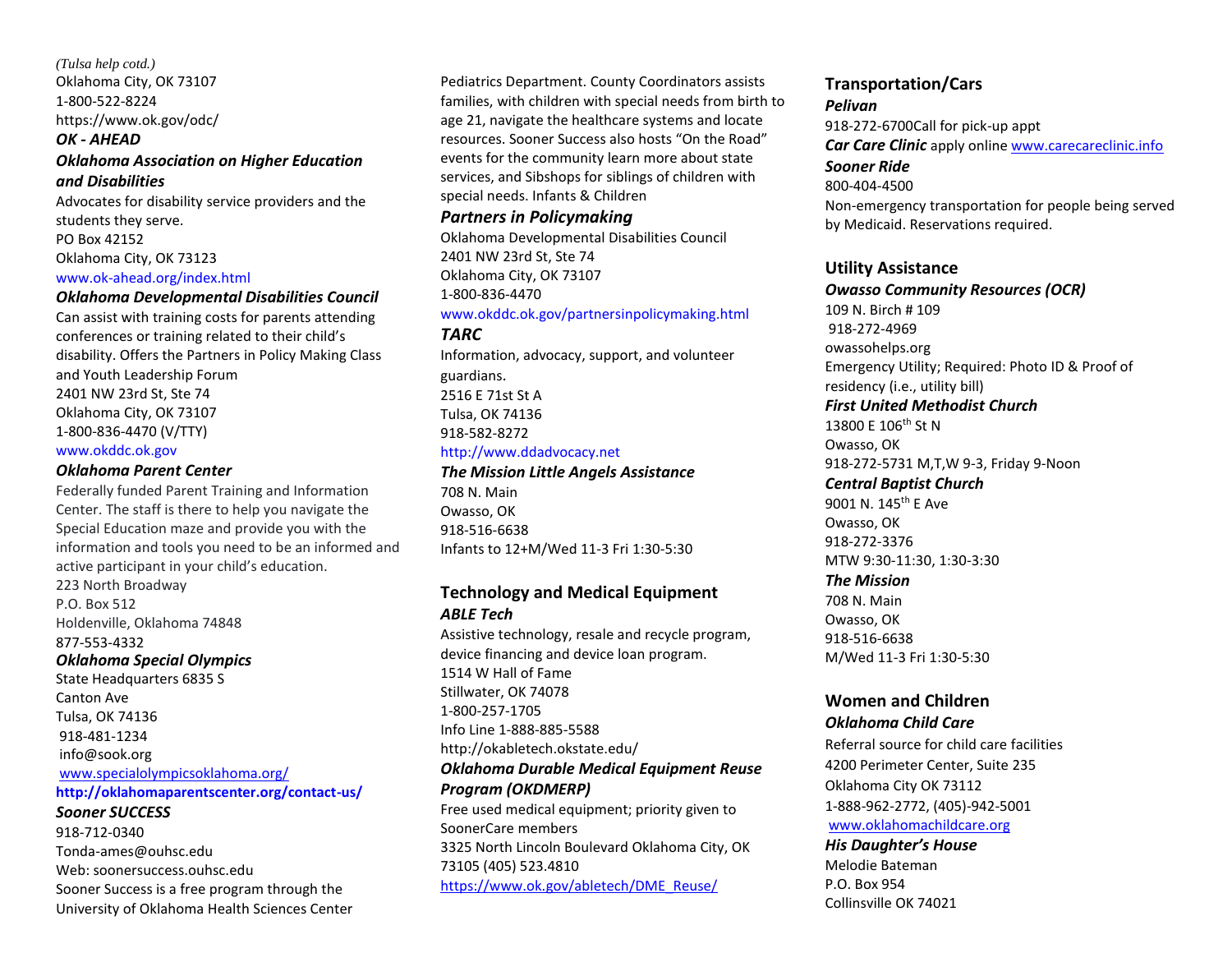*(Tulsa help cotd.)*

Oklahoma City, OK 73107
1-800-522-8224
https://www.ok.gov/odc/

***OK - AHEAD***

***Oklahoma Association on Higher Education and Disabilities***

Advocates for disability service providers and the students they serve.
PO Box 42152
Oklahoma City, OK 73123
www.ok-ahead.org/index.html

***Oklahoma Developmental Disabilities Council***

Can assist with training costs for parents attending conferences or training related to their child's disability. Offers the Partners in Policy Making Class and Youth Leadership Forum
2401 NW 23rd St, Ste 74
Oklahoma City, OK 73107
1-800-836-4470 (V/TTY)
www.okddc.ok.gov

***Oklahoma Parent Center***

Federally funded Parent Training and Information Center. The staff is there to help you navigate the Special Education maze and provide you with the information and tools you need to be an informed and active participant in your child's education.
223 North Broadway
P.O. Box 512
Holdenville, Oklahoma 74848
877-553-4332

***Oklahoma Special Olympics***

State Headquarters 6835 S
Canton Ave
Tulsa, OK 74136
918-481-1234
info@sook.org
www.specialolympicsoklahoma.org/
**http://oklahomaparentscenter.org/contact-us/**

***Sooner SUCCESS***

918-712-0340
Tonda-ames@ouhsc.edu
Web: soonersuccess.ouhsc.edu
Sooner Success is a free program through the University of Oklahoma Health Sciences Center Pediatrics Department. County Coordinators assists families, with children with special needs from birth to age 21, navigate the healthcare systems and locate resources. Sooner Success also hosts "On the Road" events for the community learn more about state services, and Sibshops for siblings of children with special needs. Infants & Children

***Partners in Policymaking***

Oklahoma Developmental Disabilities Council
2401 NW 23rd St, Ste 74
Oklahoma City, OK 73107
1-800-836-4470
www.okddc.ok.gov/partnersinpolicymaking.html

***TARC***

Information, advocacy, support, and volunteer guardians.
2516 E 71st St A
Tulsa, OK 74136
918-582-8272
http://www.ddadvocacy.net

***The Mission Little Angels Assistance***

708 N. Main
Owasso, OK
918-516-6638
Infants to 12+M/Wed 11-3 Fri 1:30-5:30

## Technology and Medical Equipment

***ABLE Tech***

Assistive technology, resale and recycle program, device financing and device loan program.
1514 W Hall of Fame
Stillwater, OK 74078
1-800-257-1705
Info Line 1-888-885-5588
http://okabletech.okstate.edu/

***Oklahoma Durable Medical Equipment Reuse Program (OKDMERP)***

Free used medical equipment; priority given to SoonerCare members
3325 North Lincoln Boulevard Oklahoma City, OK 73105 (405) 523.4810
https://www.ok.gov/abletech/DME_Reuse/

## Transportation/Cars

***Pelivan***

918-272-6700Call for pick-up appt

***Car Care Clinic*** apply online www.carecareclinic.info

***Sooner Ride***

800-404-4500
Non-emergency transportation for people being served by Medicaid. Reservations required.

## Utility Assistance

***Owasso Community Resources (OCR)***

109 N. Birch # 109
918-272-4969
owassohelps.org
Emergency Utility; Required: Photo ID & Proof of residency (i.e., utility bill)

***First United Methodist Church***

13800 E 106th St N
Owasso, OK
918-272-5731 M,T,W 9-3, Friday 9-Noon

***Central Baptist Church***

9001 N. 145th E Ave
Owasso, OK
918-272-3376
MTW 9:30-11:30, 1:30-3:30

***The Mission***

708 N. Main
Owasso, OK
918-516-6638
M/Wed 11-3 Fri 1:30-5:30

## Women and Children

***Oklahoma Child Care***

Referral source for child care facilities
4200 Perimeter Center, Suite 235
Oklahoma City OK 73112
1-888-962-2772, (405)-942-5001
www.oklahomachildcare.org

***His Daughter's House***

Melodie Bateman
P.O. Box 954
Collinsville OK 74021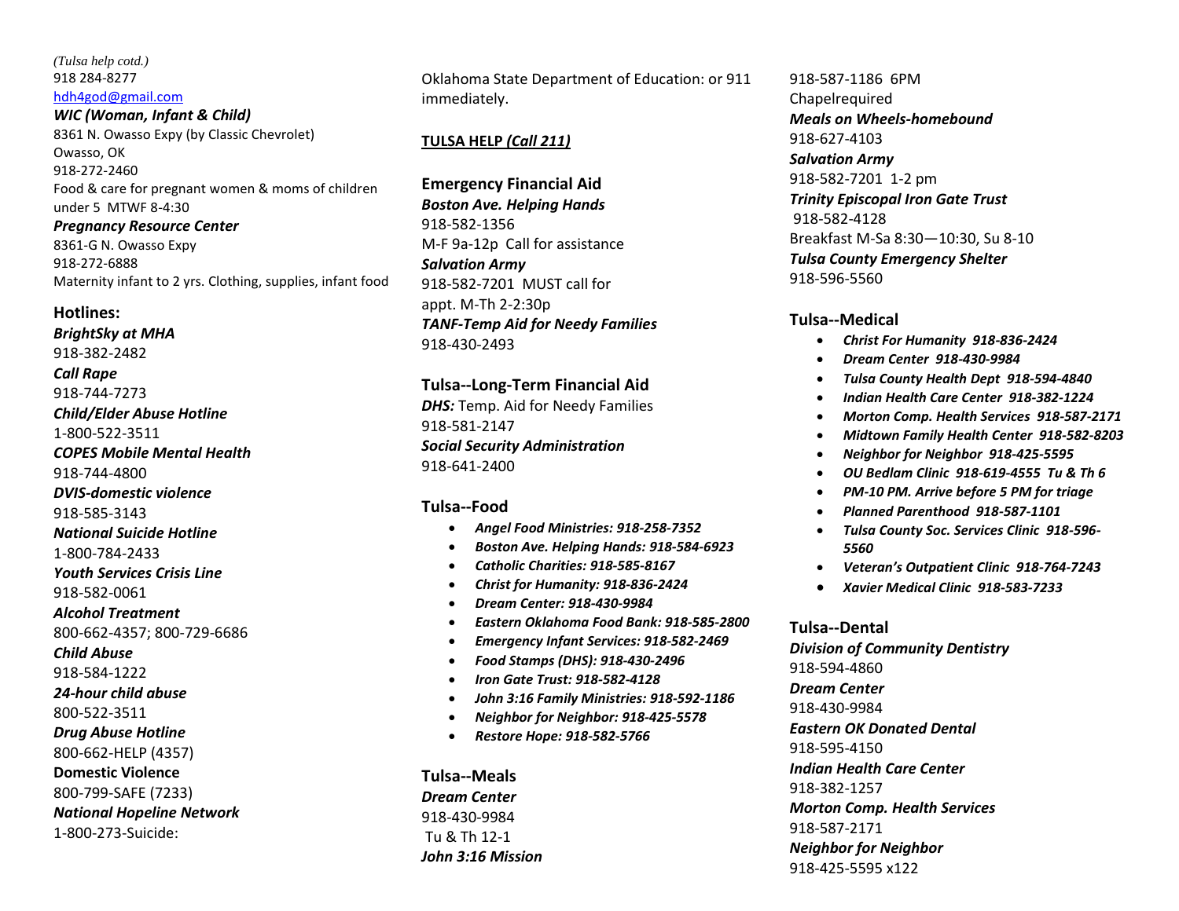*(Tulsa help cotd.)*
918 284-8277
hdh4god@gmail.com

***WIC (Woman, Infant & Child)***
8361 N. Owasso Expy (by Classic Chevrolet)
Owasso, OK
918-272-2460
Food & care for pregnant women & moms of children under 5 MTWF 8-4:30

***Pregnancy Resource Center***
8361-G N. Owasso Expy
918-272-6888
Maternity infant to 2 yrs. Clothing, supplies, infant food

**Hotlines:**

***BrightSky at MHA***
918-382-2482

***Call Rape***
918-744-7273

***Child/Elder Abuse Hotline***
1-800-522-3511

***COPES Mobile Mental Health***
918-744-4800

***DVIS-domestic violence***
918-585-3143

***National Suicide Hotline***
1-800-784-2433

***Youth Services Crisis Line***
918-582-0061

***Alcohol Treatment***
800-662-4357; 800-729-6686

***Child Abuse***
918-584-1222

***24-hour child abuse***
800-522-3511

***Drug Abuse Hotline***
800-662-HELP (4357)

**Domestic Violence**
800-799-SAFE (7233)

***National Hopeline Network***
1-800-273-Suicide:

Oklahoma State Department of Education: or 911 immediately.

**TULSA HELP *(Call 211)***

**Emergency Financial Aid**

***Boston Ave. Helping Hands***
918-582-1356
M-F 9a-12p Call for assistance

***Salvation Army***
918-582-7201 MUST call for appt. M-Th 2-2:30p

***TANF-Temp Aid for Needy Families***
918-430-2493

**Tulsa--Long-Term Financial Aid**

***DHS:*** Temp. Aid for Needy Families
918-581-2147

***Social Security Administration***
918-641-2400

**Tulsa--Food**

- ***Angel Food Ministries: 918-258-7352***
- ***Boston Ave. Helping Hands: 918-584-6923***
- ***Catholic Charities: 918-585-8167***
- ***Christ for Humanity: 918-836-2424***
- ***Dream Center: 918-430-9984***
- ***Eastern Oklahoma Food Bank: 918-585-2800***
- ***Emergency Infant Services: 918-582-2469***
- ***Food Stamps (DHS): 918-430-2496***
- ***Iron Gate Trust: 918-582-4128***
- ***John 3:16 Family Ministries: 918-592-1186***
- ***Neighbor for Neighbor: 918-425-5578***
- ***Restore Hope: 918-582-5766***

**Tulsa--Meals**

***Dream Center***
918-430-9984
Tu & Th 12-1

***John 3:16 Mission***
918-587-1186 6PM
Chapelrequired

***Meals on Wheels-homebound***
918-627-4103

***Salvation Army***
918-582-7201 1-2 pm

***Trinity Episcopal Iron Gate Trust***
918-582-4128
Breakfast M-Sa 8:30—10:30, Su 8-10

***Tulsa County Emergency Shelter***
918-596-5560

**Tulsa--Medical**

- ***Christ For Humanity 918-836-2424***
- ***Dream Center 918-430-9984***
- ***Tulsa County Health Dept 918-594-4840***
- ***Indian Health Care Center 918-382-1224***
- ***Morton Comp. Health Services 918-587-2171***
- ***Midtown Family Health Center 918-582-8203***
- ***Neighbor for Neighbor 918-425-5595***
- ***OU Bedlam Clinic 918-619-4555 Tu & Th 6***
- ***PM-10 PM. Arrive before 5 PM for triage***
- ***Planned Parenthood 918-587-1101***
- ***Tulsa County Soc. Services Clinic 918-596-5560***
- ***Veteran's Outpatient Clinic 918-764-7243***
- ***Xavier Medical Clinic 918-583-7233***

**Tulsa--Dental**

***Division of Community Dentistry***
918-594-4860

***Dream Center***
918-430-9984

***Eastern OK Donated Dental***
918-595-4150

***Indian Health Care Center***
918-382-1257

***Morton Comp. Health Services***
918-587-2171

***Neighbor for Neighbor***
918-425-5595 x122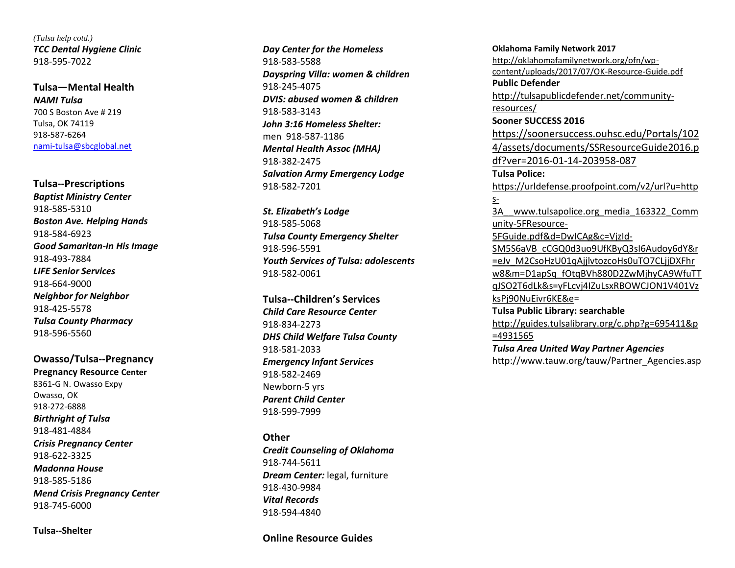*(Tulsa help cotd.)*

***TCC Dental Hygiene Clinic***
918-595-7022

## Tulsa—Mental Health

***NAMI Tulsa***
700 S Boston Ave # 219
Tulsa, OK 74119
918-587-6264
nami-tulsa@sbcglobal.net

## Tulsa--Prescriptions

***Baptist Ministry Center***
918-585-5310
***Boston Ave. Helping Hands***
918-584-6923
***Good Samaritan-In His Image***
918-493-7884
***LIFE Senior Services***
918-664-9000
***Neighbor for Neighbor***
918-425-5578
***Tulsa County Pharmacy***
918-596-5560

## Owasso/Tulsa--Pregnancy

**Pregnancy Resource Center**
8361-G N. Owasso Expy
Owasso, OK
918-272-6888
***Birthright of Tulsa***
918-481-4884
***Crisis Pregnancy Center***
918-622-3325
***Madonna House***
918-585-5186
***Mend Crisis Pregnancy Center***
918-745-6000

## Tulsa--Shelter

***Day Center for the Homeless***
918-583-5588
***Dayspring Villa: women & children***
918-245-4075
***DVIS: abused women & children***
918-583-3143
***John 3:16 Homeless Shelter:***
men 918-587-1186
***Mental Health Assoc (MHA)***
918-382-2475
***Salvation Army Emergency Lodge***
918-582-7201

***St. Elizabeth's Lodge***
918-585-5068
***Tulsa County Emergency Shelter***
918-596-5591
***Youth Services of Tulsa: adolescents***
918-582-0061

## Tulsa--Children's Services

***Child Care Resource Center***
918-834-2273
***DHS Child Welfare Tulsa County***
918-581-2033
***Emergency Infant Services***
918-582-2469
Newborn-5 yrs
***Parent Child Center***
918-599-7999

## Other

***Credit Counseling of Oklahoma***
918-744-5611
***Dream Center:*** legal, furniture
918-430-9984
***Vital Records***
918-594-4840

## Online Resource Guides

**Oklahoma Family Network 2017**
http://oklahomafamilynetwork.org/ofn/wp-content/uploads/2017/07/OK-Resource-Guide.pdf
**Public Defender**
http://tulsapublicdefender.net/community-resources/
**Sooner SUCCESS 2016**
https://soonersuccess.ouhsc.edu/Portals/1024/assets/documents/SSResourceGuide2016.pdf?ver=2016-01-14-203958-087
**Tulsa Police:**
https://urldefense.proofpoint.com/v2/url?u=https-3A__www.tulsapolice.org_media_163322_Community-5FResource-5FGuide.pdf&d=DwICAg&c=VjzId-SM5S6aVB_cCGQ0d3uo9UfKByQ3sI6Audoy6dY&r=eJv_M2CsoHzU01qAjjlvtozcoHs0uTO7CLjjDXFhrw8&m=D1apSq_fOtqBVh880D2ZwMjhyCA9WfuTTqJSO2T6dLk&s=yFLcvj4IZuLsxRBOWCJON1V401VzksPj90NuEivr6KE&e=
**Tulsa Public Library: searchable**
http://guides.tulsalibrary.org/c.php?g=695411&p=4931565
***Tulsa Area United Way Partner Agencies***
http://www.tauw.org/tauw/Partner_Agencies.asp